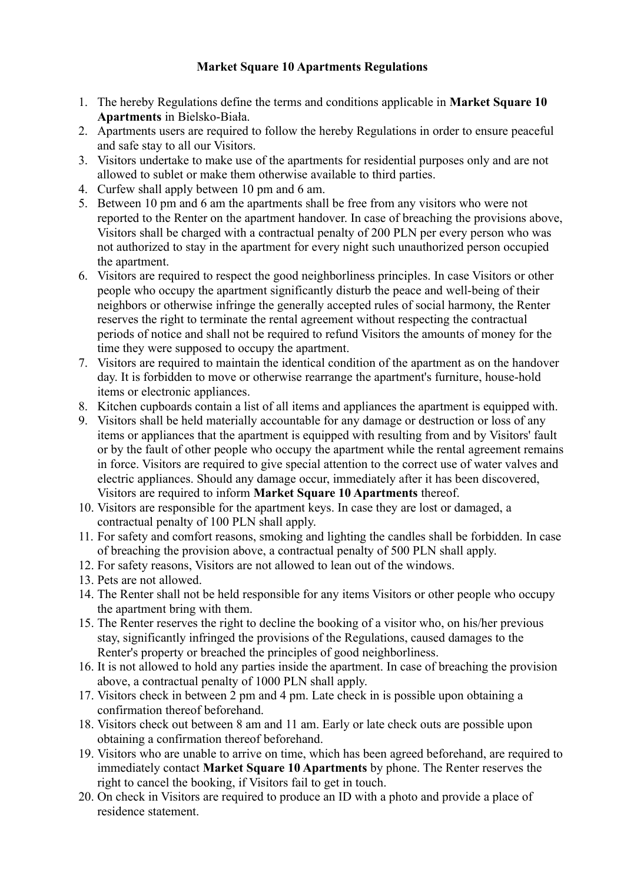**Market Square 10 Apartments Regulations**

1. The hereby Regulations define the terms and conditions applicable in **Market Square 10 Apartments** in Bielsko-Biała.
2. Apartments users are required to follow the hereby Regulations in order to ensure peaceful and safe stay to all our Visitors.
3. Visitors undertake to make use of the apartments for residential purposes only and are not allowed to sublet or make them otherwise available to third parties.
4. Curfew shall apply between 10 pm and 6 am.
5. Between 10 pm and 6 am the apartments shall be free from any visitors who were not reported to the Renter on the apartment handover. In case of breaching the provisions above, Visitors shall be charged with a contractual penalty of 200 PLN per every person who was not authorized to stay in the apartment for every night such unauthorized person occupied the apartment.
6. Visitors are required to respect the good neighborliness principles. In case Visitors or other people who occupy the apartment significantly disturb the peace and well-being of their neighbors or otherwise infringe the generally accepted rules of social harmony, the Renter reserves the right to terminate the rental agreement without respecting the contractual periods of notice and shall not be required to refund Visitors the amounts of money for the time they were supposed to occupy the apartment.
7. Visitors are required to maintain the identical condition of the apartment as on the handover day. It is forbidden to move or otherwise rearrange the apartment's furniture, house-hold items or electronic appliances.
8. Kitchen cupboards contain a list of all items and appliances the apartment is equipped with.
9. Visitors shall be held materially accountable for any damage or destruction or loss of any items or appliances that the apartment is equipped with resulting from and by Visitors' fault or by the fault of other people who occupy the apartment while the rental agreement remains in force. Visitors are required to give special attention to the correct use of water valves and electric appliances. Should any damage occur, immediately after it has been discovered, Visitors are required to inform **Market Square 10 Apartments** thereof.
10. Visitors are responsible for the apartment keys. In case they are lost or damaged, a contractual penalty of 100 PLN shall apply.
11. For safety and comfort reasons, smoking and lighting the candles shall be forbidden. In case of breaching the provision above, a contractual penalty of 500 PLN shall apply.
12. For safety reasons, Visitors are not allowed to lean out of the windows.
13. Pets are not allowed.
14. The Renter shall not be held responsible for any items Visitors or other people who occupy the apartment bring with them.
15. The Renter reserves the right to decline the booking of a visitor who, on his/her previous stay, significantly infringed the provisions of the Regulations, caused damages to the Renter's property or breached the principles of good neighborliness.
16. It is not allowed to hold any parties inside the apartment. In case of breaching the provision above, a contractual penalty of 1000 PLN shall apply.
17. Visitors check in between 2 pm and 4 pm. Late check in is possible upon obtaining a confirmation thereof beforehand.
18. Visitors check out between 8 am and 11 am. Early or late check outs are possible upon obtaining a confirmation thereof beforehand.
19. Visitors who are unable to arrive on time, which has been agreed beforehand, are required to immediately contact **Market Square 10 Apartments** by phone. The Renter reserves the right to cancel the booking, if Visitors fail to get in touch.
20. On check in Visitors are required to produce an ID with a photo and provide a place of residence statement.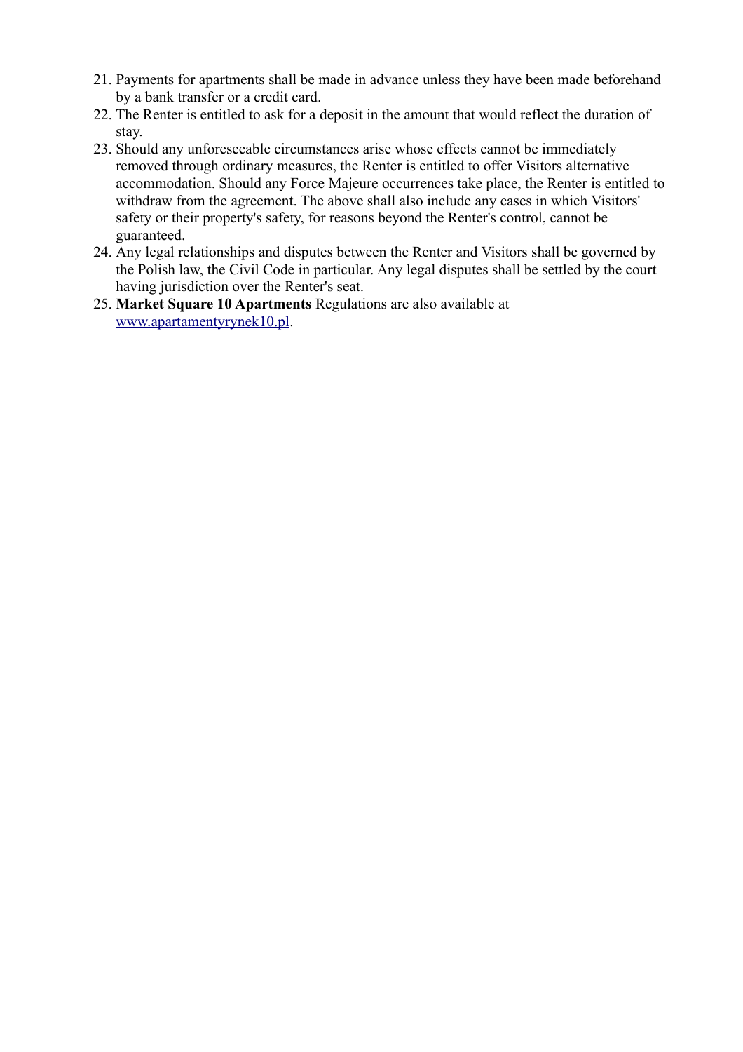21. Payments for apartments shall be made in advance unless they have been made beforehand by a bank transfer or a credit card.
22. The Renter is entitled to ask for a deposit in the amount that would reflect the duration of stay.
23. Should any unforeseeable circumstances arise whose effects cannot be immediately removed through ordinary measures, the Renter is entitled to offer Visitors alternative accommodation. Should any Force Majeure occurrences take place, the Renter is entitled to withdraw from the agreement. The above shall also include any cases in which Visitors' safety or their property's safety, for reasons beyond the Renter's control, cannot be guaranteed.
24. Any legal relationships and disputes between the Renter and Visitors shall be governed by the Polish law, the Civil Code in particular. Any legal disputes shall be settled by the court having jurisdiction over the Renter's seat.
25. **Market Square 10 Apartments** Regulations are also available at [www.apartamentyrynek10.pl](http://www.apartamentyrynek10.pl).